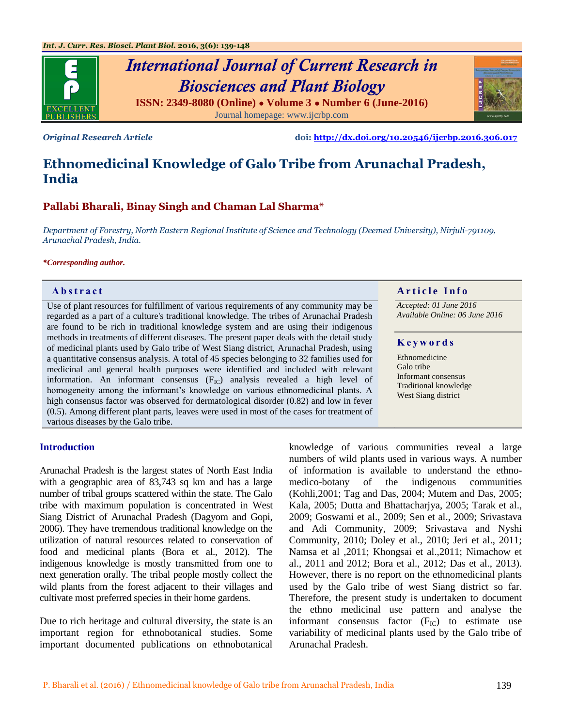*Original Research Article* **doi: http://dx.doi.org/10.20546/ijcrbp.2016.306.017**

# Ethnomedicinal Knowledge of Galo Tribe from Arunachal Pradesh, India

**Pallabi Bharali, Binay Singh and Chaman Lal Sharma***

*Department of Forestry, North Eastern Regional Institute of Science and Technology (Deemed University), Nirjuli-791109, Arunachal Pradesh, India.*

***Corresponding author.**

## Abstract

Use of plant resources for fulfillment of various requirements of any community may be regarded as a part of a culture's traditional knowledge. The tribes of Arunachal Pradesh are found to be rich in traditional knowledge system and are using their indigenous methods in treatments of different diseases. The present paper deals with the detail study of medicinal plants used by Galo tribe of West Siang district, Arunachal Pradesh, using a quantitative consensus analysis. A total of 45 species belonging to 32 families used for medicinal and general health purposes were identified and included with relevant information. An informant consensus ($F_{IC}$) analysis revealed a high level of homogeneity among the informant's knowledge on various ethnomedicinal plants. A high consensus factor was observed for dermatological disorder (0.82) and low in fever (0.5). Among different plant parts, leaves were used in most of the cases for treatment of various diseases by the Galo tribe.

## Article Info

*Accepted: 01 June 2016*
*Available Online: 06 June 2016*

## Keywords

Ethnomedicine
Galo tribe
Informant consensus
Traditional knowledge
West Siang district

## Introduction

Arunachal Pradesh is the largest states of North East India with a geographic area of 83,743 sq km and has a large number of tribal groups scattered within the state. The Galo tribe with maximum population is concentrated in West Siang District of Arunachal Pradesh (Dagyom and Gopi, 2006). They have tremendous traditional knowledge on the utilization of natural resources related to conservation of food and medicinal plants (Bora et al., 2012). The indigenous knowledge is mostly transmitted from one to next generation orally. The tribal people mostly collect the wild plants from the forest adjacent to their villages and cultivate most preferred species in their home gardens.

Due to rich heritage and cultural diversity, the state is an important region for ethnobotanical studies. Some important documented publications on ethnobotanical knowledge of various communities reveal a large numbers of wild plants used in various ways. A number of information is available to understand the ethno-medico-botany of the indigenous communities (Kohli,2001; Tag and Das, 2004; Mutem and Das, 2005; Kala, 2005; Dutta and Bhattacharjya, 2005; Tarak et al., 2009; Goswami et al., 2009; Sen et al., 2009; Srivastava and Adi Community, 2009; Srivastava and Nyshi Community, 2010; Doley et al., 2010; Jeri et al., 2011; Namsa et al ,2011; Khongsai et al.,2011; Nimachow et al., 2011 and 2012; Bora et al., 2012; Das et al., 2013). However, there is no report on the ethnomedicinal plants used by the Galo tribe of west Siang district so far. Therefore, the present study is undertaken to document the ethno medicinal use pattern and analyse the informant consensus factor ($F_{IC}$) to estimate use variability of medicinal plants used by the Galo tribe of Arunachal Pradesh.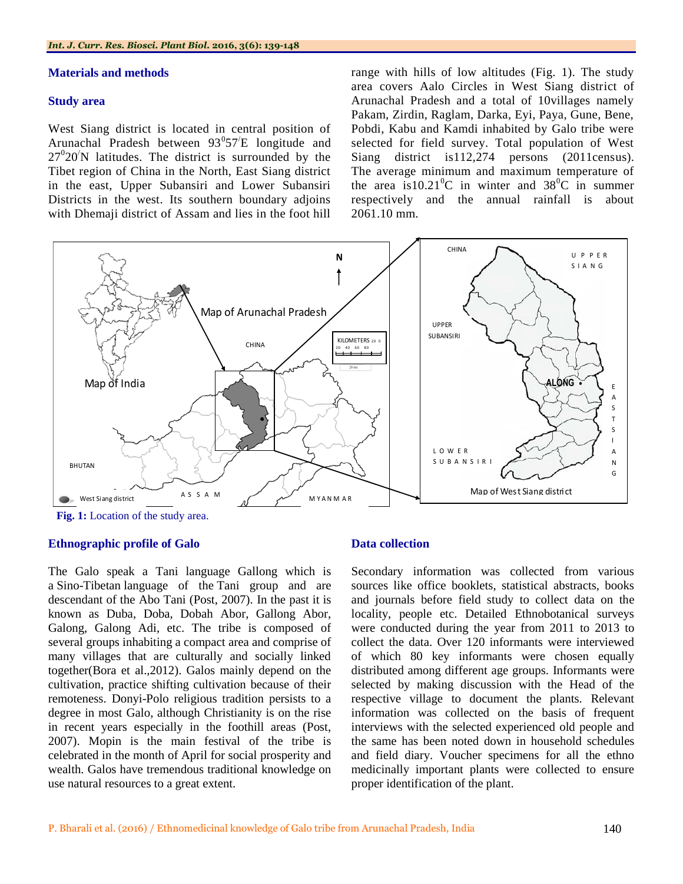## Materials and methods

### Study area

West Siang district is located in central position of Arunachal Pradesh between $93^0 57^/$E longitude and $27^0 20^/$N latitudes. The district is surrounded by the Tibet region of China in the North, East Siang district in the east, Upper Subansiri and Lower Subansiri Districts in the west. Its southern boundary adjoins with Dhemaji district of Assam and lies in the foot hill range with hills of low altitudes (Fig. 1). The study area covers Aalo Circles in West Siang district of Arunachal Pradesh and a total of 10villages namely Pakam, Zirdin, Raglam, Darka, Eyi, Paya, Gune, Bene, Pobdi, Kabu and Kamdi inhabited by Galo tribe were selected for field survey. Total population of West Siang district is112,274 persons (2011census). The average minimum and maximum temperature of the area is$10.21^0$C in winter and $38^0$C in summer respectively and the annual rainfall is about 2061.10 mm.

**Fig. 1:** Location of the study area.

### Ethnographic profile of Galo

The Galo speak a Tani language Gallong which is a Sino-Tibetan language of the Tani group and are descendant of the Abo Tani (Post, 2007). In the past it is known as Duba, Doba, Dobah Abor, Gallong Abor, Galong, Galong Adi, etc. The tribe is composed of several groups inhabiting a compact area and comprise of many villages that are culturally and socially linked together(Bora et al.,2012). Galos mainly depend on the cultivation, practice shifting cultivation because of their remoteness. Donyi-Polo religious tradition persists to a degree in most Galo, although Christianity is on the rise in recent years especially in the foothill areas (Post, 2007). Mopin is the main festival of the tribe is celebrated in the month of April for social prosperity and wealth. Galos have tremendous traditional knowledge on use natural resources to a great extent.

### Data collection

Secondary information was collected from various sources like office booklets, statistical abstracts, books and journals before field study to collect data on the locality, people etc. Detailed Ethnobotanical surveys were conducted during the year from 2011 to 2013 to collect the data. Over 120 informants were interviewed of which 80 key informants were chosen equally distributed among different age groups. Informants were selected by making discussion with the Head of the respective village to document the plants. Relevant information was collected on the basis of frequent interviews with the selected experienced old people and the same has been noted down in household schedules and field diary. Voucher specimens for all the ethno medicinally important plants were collected to ensure proper identification of the plant.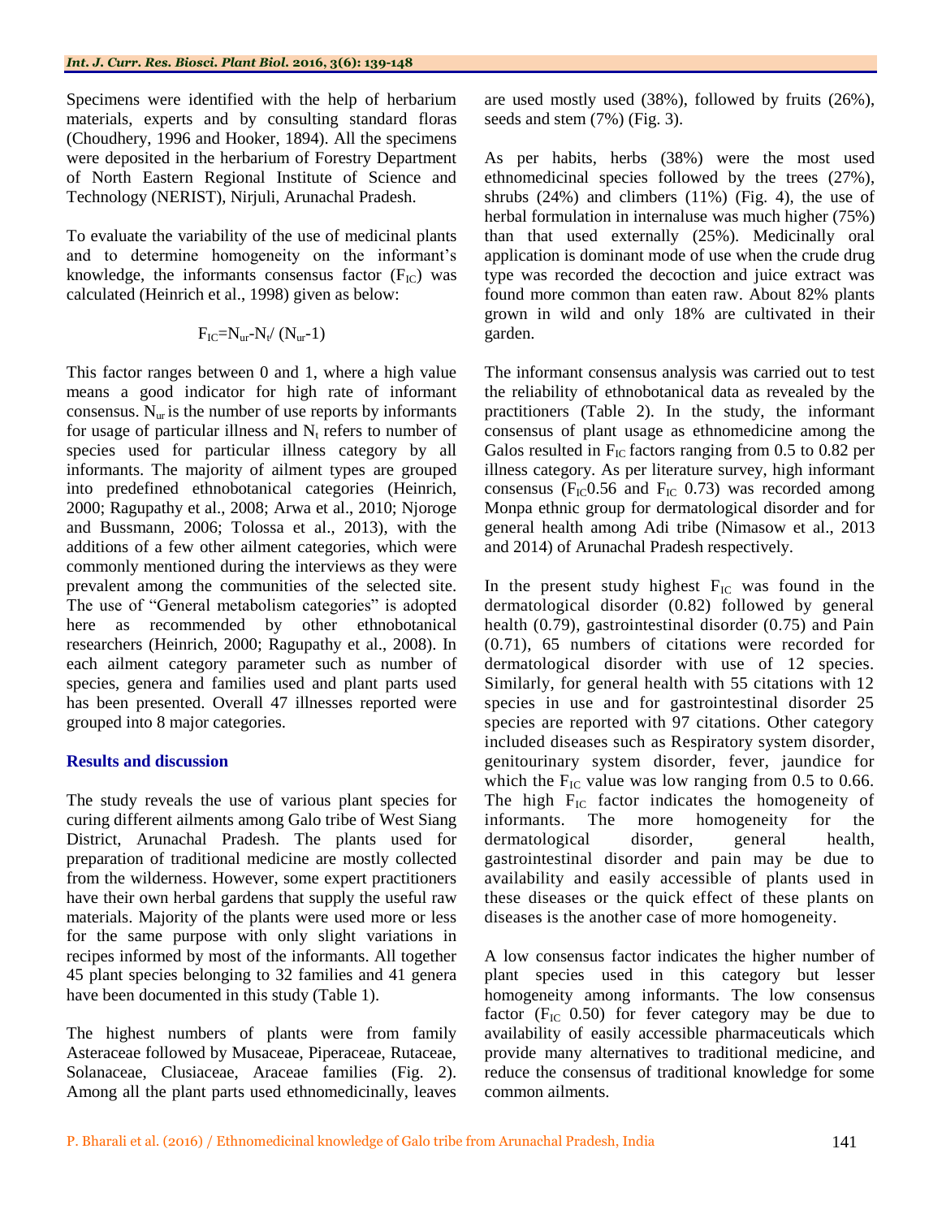Specimens were identified with the help of herbarium materials, experts and by consulting standard floras (Choudhery, 1996 and Hooker, 1894). All the specimens were deposited in the herbarium of Forestry Department of North Eastern Regional Institute of Science and Technology (NERIST), Nirjuli, Arunachal Pradesh.

To evaluate the variability of the use of medicinal plants and to determine homogeneity on the informant's knowledge, the informants consensus factor ($F_{IC}$) was calculated (Heinrich et al., 1998) given as below:

$$F_{IC}=N_{ur}-N_t/(N_{ur}-1)$$

This factor ranges between 0 and 1, where a high value means a good indicator for high rate of informant consensus. $N_{ur}$ is the number of use reports by informants for usage of particular illness and $N_t$ refers to number of species used for particular illness category by all informants. The majority of ailment types are grouped into predefined ethnobotanical categories (Heinrich, 2000; Ragupathy et al., 2008; Arwa et al., 2010; Njoroge and Bussmann, 2006; Tolossa et al., 2013), with the additions of a few other ailment categories, which were commonly mentioned during the interviews as they were prevalent among the communities of the selected site. The use of "General metabolism categories" is adopted here as recommended by other ethnobotanical researchers (Heinrich, 2000; Ragupathy et al., 2008). In each ailment category parameter such as number of species, genera and families used and plant parts used has been presented. Overall 47 illnesses reported were grouped into 8 major categories.

## Results and discussion

The study reveals the use of various plant species for curing different ailments among Galo tribe of West Siang District, Arunachal Pradesh. The plants used for preparation of traditional medicine are mostly collected from the wilderness. However, some expert practitioners have their own herbal gardens that supply the useful raw materials. Majority of the plants were used more or less for the same purpose with only slight variations in recipes informed by most of the informants. All together 45 plant species belonging to 32 families and 41 genera have been documented in this study (Table 1).

The highest numbers of plants were from family Asteraceae followed by Musaceae, Piperaceae, Rutaceae, Solanaceae, Clusiaceae, Araceae families (Fig. 2). Among all the plant parts used ethnomedicinally, leaves are used mostly used (38%), followed by fruits (26%), seeds and stem (7%) (Fig. 3).

As per habits, herbs (38%) were the most used ethnomedicinal species followed by the trees (27%), shrubs (24%) and climbers (11%) (Fig. 4), the use of herbal formulation in internaluse was much higher (75%) than that used externally (25%). Medicinally oral application is dominant mode of use when the crude drug type was recorded the decoction and juice extract was found more common than eaten raw. About 82% plants grown in wild and only 18% are cultivated in their garden.

The informant consensus analysis was carried out to test the reliability of ethnobotanical data as revealed by the practitioners (Table 2). In the study, the informant consensus of plant usage as ethnomedicine among the Galos resulted in $F_{IC}$ factors ranging from 0.5 to 0.82 per illness category. As per literature survey, high informant consensus ($F_{IC}$0.56 and $F_{IC}$ 0.73) was recorded among Monpa ethnic group for dermatological disorder and for general health among Adi tribe (Nimasow et al., 2013 and 2014) of Arunachal Pradesh respectively.

In the present study highest $F_{IC}$ was found in the dermatological disorder (0.82) followed by general health (0.79), gastrointestinal disorder (0.75) and Pain (0.71), 65 numbers of citations were recorded for dermatological disorder with use of 12 species. Similarly, for general health with 55 citations with 12 species in use and for gastrointestinal disorder 25 species are reported with 97 citations. Other category included diseases such as Respiratory system disorder, genitourinary system disorder, fever, jaundice for which the $F_{IC}$ value was low ranging from 0.5 to 0.66. The high $F_{IC}$ factor indicates the homogeneity of informants. The more homogeneity for the dermatological disorder, general health, gastrointestinal disorder and pain may be due to availability and easily accessible of plants used in these diseases or the quick effect of these plants on diseases is the another case of more homogeneity.

A low consensus factor indicates the higher number of plant species used in this category but lesser homogeneity among informants. The low consensus factor ($F_{IC}$ 0.50) for fever category may be due to availability of easily accessible pharmaceuticals which provide many alternatives to traditional medicine, and reduce the consensus of traditional knowledge for some common ailments.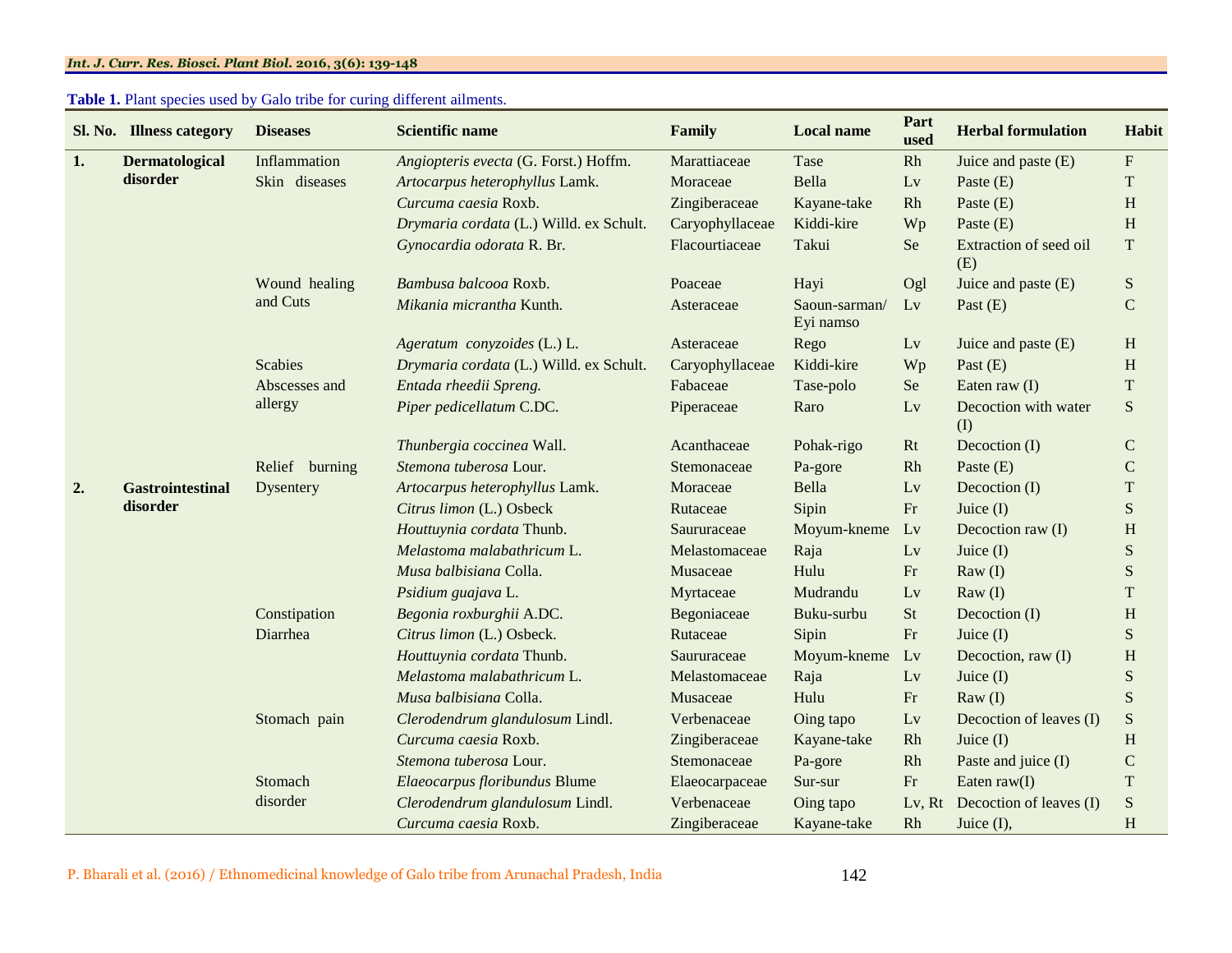**Table 1.** Plant species used by Galo tribe for curing different ailments.

| Sl. No. | Illness category | Diseases | Scientific name | Family | Local name | Part used | Herbal formulation | Habit |
|---|---|---|---|---|---|---|---|---|
| **1.** | **Dermatological disorder** | Inflammation | *Angiopteris evecta* (G. Forst.) Hoffm. | Marattiaceae | Tase | Rh | Juice and paste (E) | F |
| | | Skin diseases | *Artocarpus heterophyllus* Lamk. | Moraceae | Bella | Lv | Paste (E) | T |
| | | | *Curcuma caesia* Roxb. | Zingiberaceae | Kayane-take | Rh | Paste (E) | H |
| | | | *Drymaria cordata* (L.) Willd. ex Schult. | Caryophyllaceae | Kiddi-kire | Wp | Paste (E) | H |
| | | | *Gynocardia odorata* R. Br. | Flacourtiaceae | Takui | Se | Extraction of seed oil (E) | T |
| | | Wound healing and Cuts | *Bambusa balcooa* Roxb. | Poaceae | Hayi | Ogl | Juice and paste (E) | S |
| | | | *Mikania micrantha* Kunth. | Asteraceae | Saoun-sarman/ Eyi namso | Lv | Past (E) | C |
| | | | *Ageratum conyzoides* (L.) L. | Asteraceae | Rego | Lv | Juice and paste (E) | H |
| | | Scabies | *Drymaria cordata* (L.) Willd. ex Schult. | Caryophyllaceae | Kiddi-kire | Wp | Past (E) | H |
| | | Abscesses and allergy | *Entada rheedii Spreng.* | Fabaceae | Tase-polo | Se | Eaten raw (I) | T |
| | | | *Piper pedicellatum* C.DC. | Piperaceae | Raro | Lv | Decoction with water (I) | S |
| | | | *Thunbergia coccinea* Wall. | Acanthaceae | Pohak-rigo | Rt | Decoction (I) | C |
| | | Relief burning | *Stemona tuberosa* Lour. | Stemonaceae | Pa-gore | Rh | Paste (E) | C |
| **2.** | **Gastrointestinal disorder** | Dysentery | *Artocarpus heterophyllus* Lamk. | Moraceae | Bella | Lv | Decoction (I) | T |
| | | | *Citrus limon* (L.) Osbeck | Rutaceae | Sipin | Fr | Juice (I) | S |
| | | | *Houttuynia cordata* Thunb. | Saururaceae | Moyum-kneme | Lv | Decoction raw (I) | H |
| | | | *Melastoma malabathricum* L. | Melastomaceae | Raja | Lv | Juice (I) | S |
| | | | *Musa balbisiana* Colla. | Musaceae | Hulu | Fr | Raw (I) | S |
| | | | *Psidium guajava* L. | Myrtaceae | Mudrandu | Lv | Raw (I) | T |
| | | Constipation | *Begonia roxburghii* A.DC. | Begoniaceae | Buku-surbu | St | Decoction (I) | H |
| | | Diarrhea | *Citrus limon* (L.) Osbeck. | Rutaceae | Sipin | Fr | Juice (I) | S |
| | | | *Houttuynia cordata* Thunb. | Saururaceae | Moyum-kneme | Lv | Decoction, raw (I) | H |
| | | | *Melastoma malabathricum* L. | Melastomaceae | Raja | Lv | Juice (I) | S |
| | | | *Musa balbisiana* Colla. | Musaceae | Hulu | Fr | Raw (I) | S |
| | | Stomach pain | *Clerodendrum glandulosum* Lindl. | Verbenaceae | Oing tapo | Lv | Decoction of leaves (I) | S |
| | | | *Curcuma caesia* Roxb. | Zingiberaceae | Kayane-take | Rh | Juice (I) | H |
| | | | *Stemona tuberosa* Lour. | Stemonaceae | Pa-gore | Rh | Paste and juice (I) | C |
| | | Stomach disorder | *Elaeocarpus floribundus* Blume | Elaeocarpaceae | Sur-sur | Fr | Eaten raw(I) | T |
| | | | *Clerodendrum glandulosum* Lindl. | Verbenaceae | Oing tapo | Lv, Rt | Decoction of leaves (I) | S |
| | | | *Curcuma caesia* Roxb. | Zingiberaceae | Kayane-take | Rh | Juice (I), | H |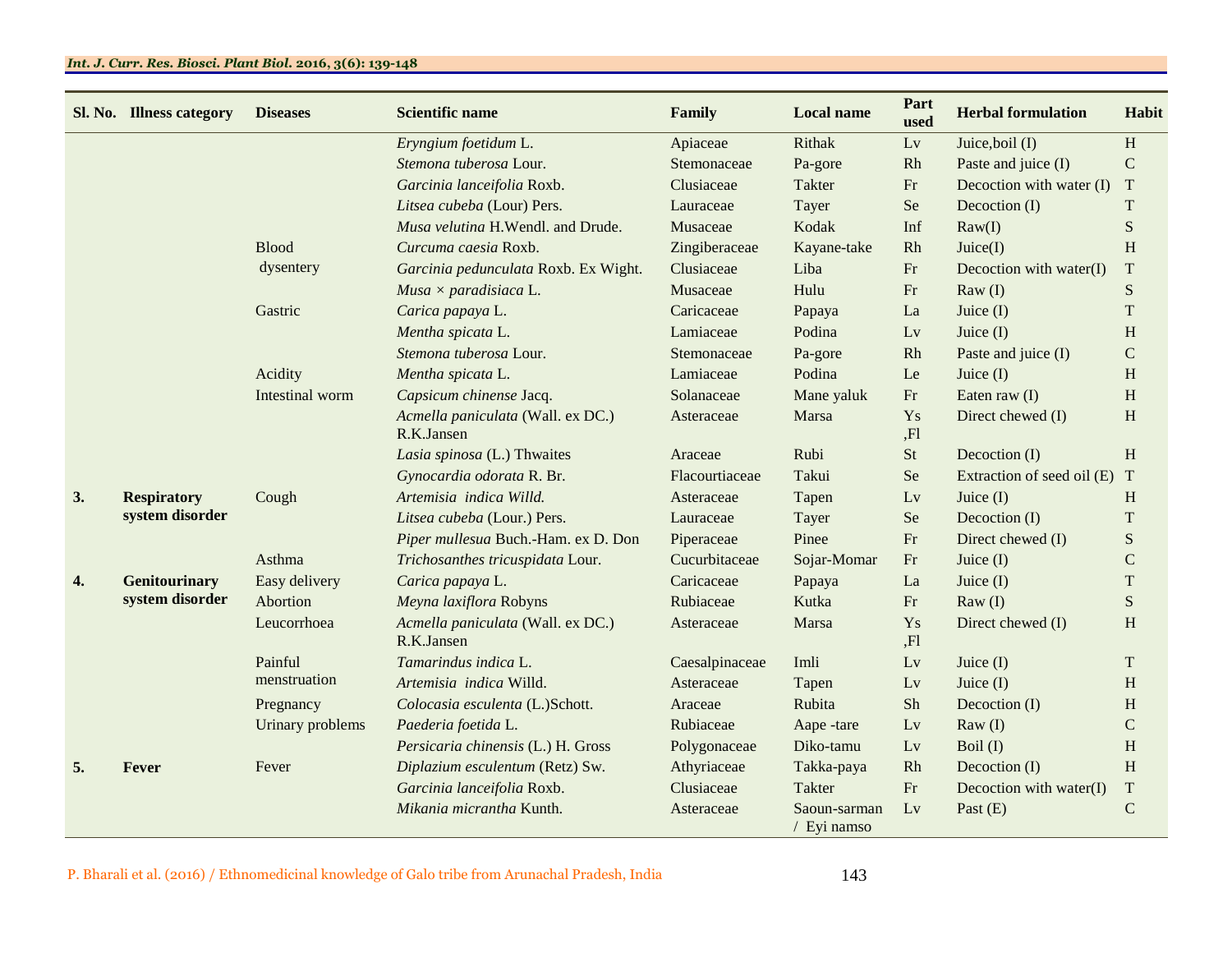| Sl. No. | Illness category | Diseases | Scientific name | Family | Local name | Part used | Herbal formulation | Habit |
|---|---|---|---|---|---|---|---|---|
| | | | *Eryngium foetidum* L. | Apiaceae | Rithak | Lv | Juice,boil (I) | H |
| | | | *Stemona tuberosa* Lour. | Stemonaceae | Pa-gore | Rh | Paste and juice (I) | C |
| | | | *Garcinia lanceifolia* Roxb. | Clusiaceae | Takter | Fr | Decoction with water (I) | T |
| | | | *Litsea cubeba* (Lour) Pers. | Lauraceae | Tayer | Se | Decoction (I) | T |
| | | | *Musa velutina* H.Wendl. and Drude. | Musaceae | Kodak | Inf | Raw(I) | S |
| | | Blood dysentery | *Curcuma caesia* Roxb. | Zingiberaceae | Kayane-take | Rh | Juice(I) | H |
| | | | *Garcinia pedunculata* Roxb. Ex Wight. | Clusiaceae | Liba | Fr | Decoction with water(I) | T |
| | | | *Musa × paradisiaca* L. | Musaceae | Hulu | Fr | Raw (I) | S |
| | | Gastric | *Carica papaya* L. | Caricaceae | Papaya | La | Juice (I) | T |
| | | | *Mentha spicata* L. | Lamiaceae | Podina | Lv | Juice (I) | H |
| | | | *Stemona tuberosa* Lour. | Stemonaceae | Pa-gore | Rh | Paste and juice (I) | C |
| | | Acidity | *Mentha spicata* L. | Lamiaceae | Podina | Le | Juice (I) | H |
| | | Intestinal worm | *Capsicum chinense* Jacq. | Solanaceae | Mane yaluk | Fr | Eaten raw (I) | H |
| | | | *Acmella paniculata* (Wall. ex DC.) R.K.Jansen | Asteraceae | Marsa | Ys ,Fl | Direct chewed (I) | H |
| | | | *Lasia spinosa* (L.) Thwaites | Araceae | Rubi | St | Decoction (I) | H |
| | | | *Gynocardia odorata* R. Br. | Flacourtiaceae | Takui | Se | Extraction of seed oil (E) | T |
| **3.** | **Respiratory system disorder** | Cough | *Artemisia indica Willd.* | Asteraceae | Tapen | Lv | Juice (I) | H |
| | | | *Litsea cubeba* (Lour.) Pers. | Lauraceae | Tayer | Se | Decoction (I) | T |
| | | | *Piper mullesua* Buch.-Ham. ex D. Don | Piperaceae | Pinee | Fr | Direct chewed (I) | S |
| | | Asthma | *Trichosanthes tricuspidata* Lour. | Cucurbitaceae | Sojar-Momar | Fr | Juice (I) | C |
| **4.** | **Genitourinary system disorder** | Easy delivery | *Carica papaya* L. | Caricaceae | Papaya | La | Juice (I) | T |
| | | Abortion | *Meyna laxiflora* Robyns | Rubiaceae | Kutka | Fr | Raw (I) | S |
| | | Leucorrhoea | *Acmella paniculata* (Wall. ex DC.) R.K.Jansen | Asteraceae | Marsa | Ys ,Fl | Direct chewed (I) | H |
| | | Painful menstruation | *Tamarindus indica* L. | Caesalpinaceae | Imli | Lv | Juice (I) | T |
| | | | *Artemisia indica* Willd. | Asteraceae | Tapen | Lv | Juice (I) | H |
| | | Pregnancy | *Colocasia esculenta* (L.)Schott. | Araceae | Rubita | Sh | Decoction (I) | H |
| | | Urinary problems | *Paederia foetida* L. | Rubiaceae | Aape -tare | Lv | Raw (I) | C |
| | | | *Persicaria chinensis* (L.) H. Gross | Polygonaceae | Diko-tamu | Lv | Boil (I) | H |
| **5.** | **Fever** | Fever | *Diplazium esculentum* (Retz) Sw. | Athyriaceae | Takka-paya | Rh | Decoction (I) | H |
| | | | *Garcinia lanceifolia* Roxb. | Clusiaceae | Takter | Fr | Decoction with water(I) | T |
| | | | *Mikania micrantha* Kunth. | Asteraceae | Saoun-sarman / Eyi namso | Lv | Past (E) | C |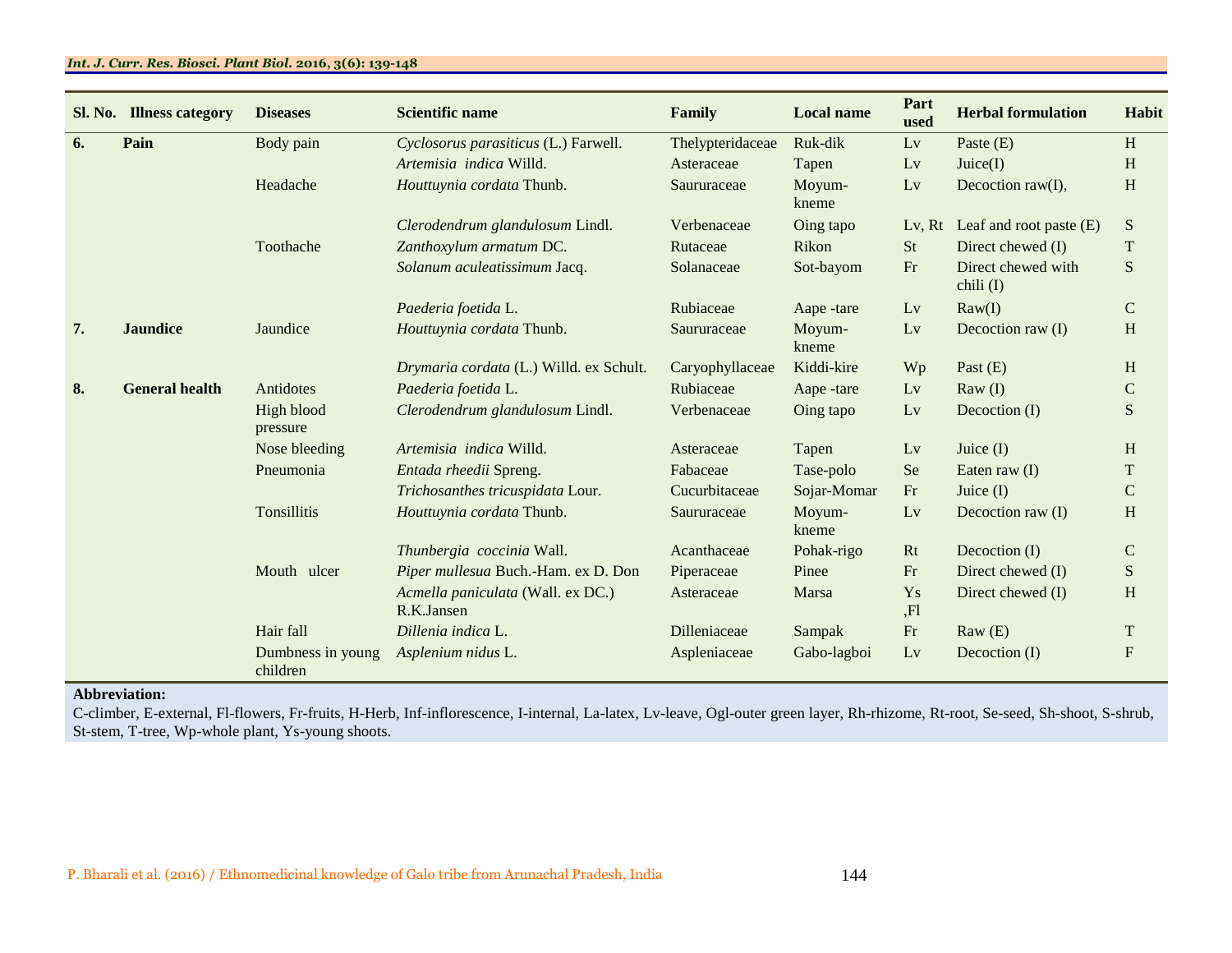| Sl. No. | Illness category | Diseases | Scientific name | Family | Local name | Part used | Herbal formulation | Habit |
|---|---|---|---|---|---|---|---|---|
| **6.** | **Pain** | Body pain | *Cyclosorus parasiticus* (L.) Farwell. | Thelypteridaceae | Ruk-dik | Lv | Paste (E) | H |
| | | | *Artemisia indica* Willd. | Asteraceae | Tapen | Lv | Juice(I) | H |
| | | Headache | *Houttuynia cordata* Thunb. | Saururaceae | Moyum-kneme | Lv | Decoction raw(I), | H |
| | | | *Clerodendrum glandulosum* Lindl. | Verbenaceae | Oing tapo | Lv, Rt | Leaf and root paste (E) | S |
| | | Toothache | *Zanthoxylum armatum* DC. | Rutaceae | Rikon | St | Direct chewed (I) | T |
| | | | *Solanum aculeatissimum* Jacq. | Solanaceae | Sot-bayom | Fr | Direct chewed with chili (I) | S |
| | | | *Paederia foetida* L. | Rubiaceae | Aape -tare | Lv | Raw(I) | C |
| **7.** | **Jaundice** | Jaundice | *Houttuynia cordata* Thunb. | Saururaceae | Moyum-kneme | Lv | Decoction raw (I) | H |
| | | | *Drymaria cordata* (L.) Willd. ex Schult. | Caryophyllaceae | Kiddi-kire | Wp | Past (E) | H |
| **8.** | **General health** | Antidotes | *Paederia foetida* L. | Rubiaceae | Aape -tare | Lv | Raw (I) | C |
| | | High blood pressure | *Clerodendrum glandulosum* Lindl. | Verbenaceae | Oing tapo | Lv | Decoction (I) | S |
| | | Nose bleeding | *Artemisia indica* Willd. | Asteraceae | Tapen | Lv | Juice (I) | H |
| | | Pneumonia | *Entada rheedii* Spreng. | Fabaceae | Tase-polo | Se | Eaten raw (I) | T |
| | | | *Trichosanthes tricuspidata* Lour. | Cucurbitaceae | Sojar-Momar | Fr | Juice (I) | C |
| | | Tonsillitis | *Houttuynia cordata* Thunb. | Saururaceae | Moyum-kneme | Lv | Decoction raw (I) | H |
| | | | *Thunbergia coccinia* Wall. | Acanthaceae | Pohak-rigo | Rt | Decoction (I) | C |
| | | Mouth ulcer | *Piper mullesua* Buch.-Ham. ex D. Don | Piperaceae | Pinee | Fr | Direct chewed (I) | S |
| | | | *Acmella paniculata* (Wall. ex DC.) R.K.Jansen | Asteraceae | Marsa | Ys ,Fl | Direct chewed (I) | H |
| | | Hair fall | *Dillenia indica* L. | Dilleniaceae | Sampak | Fr | Raw (E) | T |
| | | Dumbness in young children | *Asplenium nidus* L. | Aspleniaceae | Gabo-lagboi | Lv | Decoction (I) | F |

**Abbreviation:**
C-climber, E-external, Fl-flowers, Fr-fruits, H-Herb, Inf-inflorescence, I-internal, La-latex, Lv-leave, Ogl-outer green layer, Rh-rhizome, Rt-root, Se-seed, Sh-shoot, S-shrub, St-stem, T-tree, Wp-whole plant, Ys-young shoots.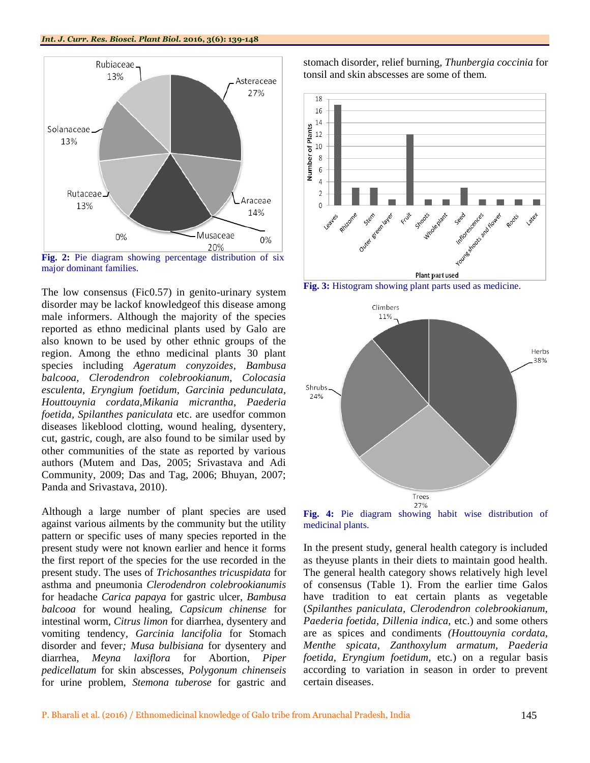Fig. 2: Pie diagram showing percentage distribution of six major dominant families.

The low consensus (Fic0.57) in genito-urinary system disorder may be lackof knowledgeof this disease among male informers. Although the majority of the species reported as ethno medicinal plants used by Galo are also known to be used by other ethnic groups of the region. Among the ethno medicinal plants 30 plant species including *Ageratum conyzoides*, *Bambusa balcooa*, *Clerodendron colebrookianum*, *Colocasia esculenta*, *Eryngium foetidum*, *Garcinia pedunculata*, *Houttouynia cordata*,*Mikania micrantha*, *Paederia foetida*, *Spilanthes paniculata* etc. are usedfor common diseases likeblood clotting, wound healing, dysentery, cut, gastric, cough, are also found to be similar used by other communities of the state as reported by various authors (Mutem and Das, 2005; Srivastava and Adi Community, 2009; Das and Tag, 2006; Bhuyan, 2007; Panda and Srivastava, 2010).

Although a large number of plant species are used against various ailments by the community but the utility pattern or specific uses of many species reported in the present study were not known earlier and hence it forms the first report of the species for the use recorded in the present study. The uses of *Trichosanthes tricuspidata* for asthma and pneumonia *Clerodendron colebrookianumis* for headache *Carica papaya* for gastric ulcer, *Bambusa balcooa* for wound healing, *Capsicum chinense* for intestinal worm, *Citrus limon* for diarrhea, dysentery and vomiting tendency, *Garcinia lancifolia* for Stomach disorder and fever; *Musa bulbisiana* for dysentery and diarrhea, *Meyna laxiflora* for Abortion, *Piper pedicellatum* for skin abscesses, *Polygonum chinenseis* for urine problem, *Stemona tuberose* for gastric and stomach disorder, relief burning, *Thunbergia coccinia* for tonsil and skin abscesses are some of them.

Fig. 3: Histogram showing plant parts used as medicine.

Fig. 4: Pie diagram showing habit wise distribution of medicinal plants.

In the present study, general health category is included as theyuse plants in their diets to maintain good health. The general health category shows relatively high level of consensus (Table 1). From the earlier time Galos have tradition to eat certain plants as vegetable (*Spilanthes paniculata*, *Clerodendron colebrookianum*, *Paederia foetida*, *Dillenia indica*, etc.) and some others are as spices and condiments *(Houttouynia cordata, Menthe spicata, Zanthoxylum armatum, Paederia foetida, Eryngium foetidum*, etc.) on a regular basis according to variation in season in order to prevent certain diseases.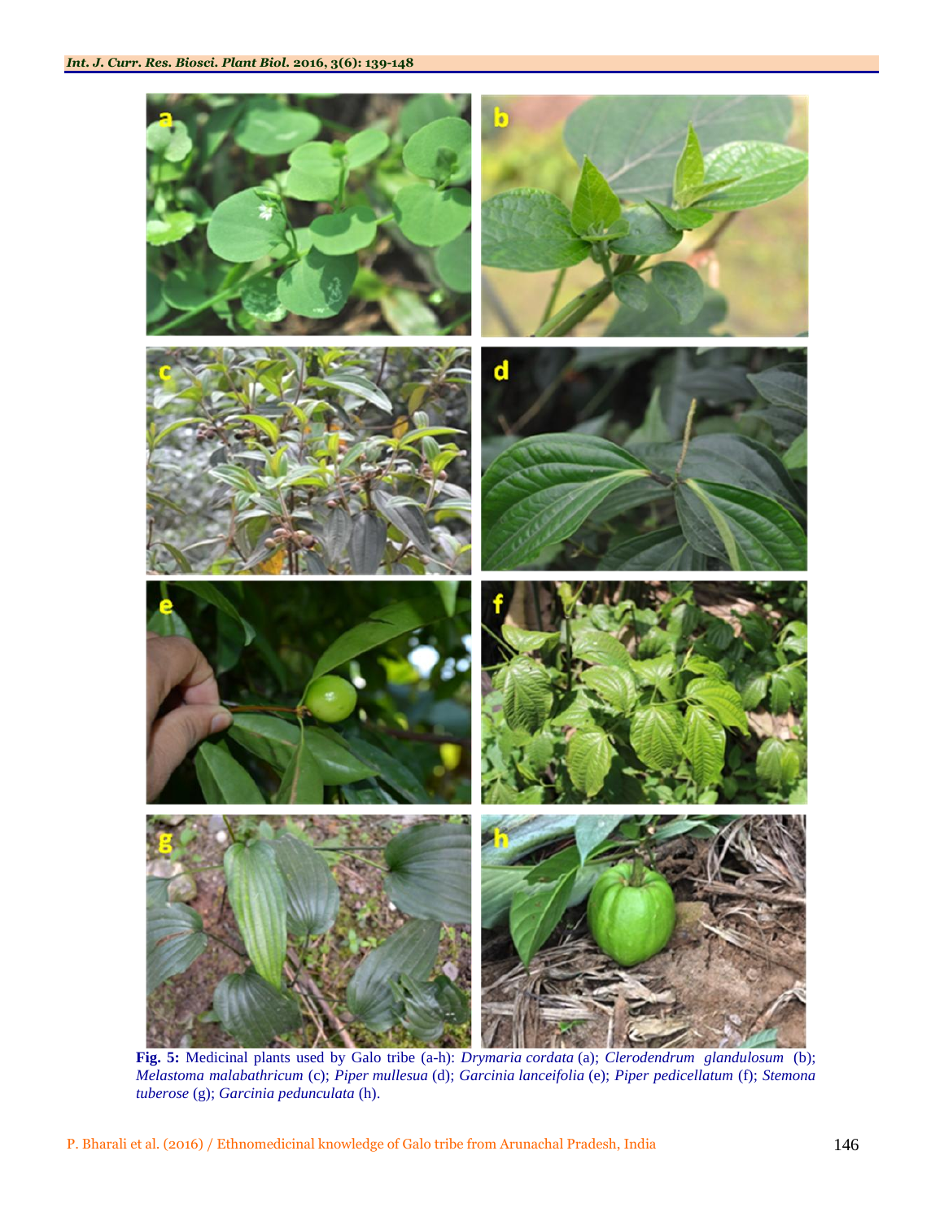**Fig. 5:** Medicinal plants used by Galo tribe (a-h): *Drymaria cordata* (a); *Clerodendrum glandulosum* (b); *Melastoma malabathricum* (c); *Piper mullesua* (d); *Garcinia lanceifolia* (e); *Piper pedicellatum* (f); *Stemona tuberose* (g); *Garcinia pedunculata* (h).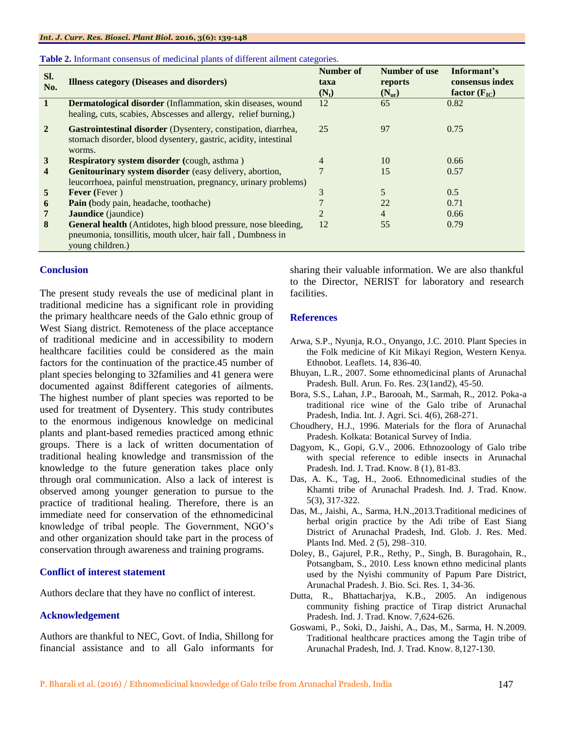**Table 2.** Informant consensus of medicinal plants of different ailment categories.

| Sl. No. | Illness category (Diseases and disorders) | Number of taxa ($N_t$) | Number of use reports ($N_{ur}$) | Informant's consensus index factor ($F_{IC}$) |
|---|---|---|---|---|
| 1 | **Dermatological disorder** (Inflammation, skin diseases, wound healing, cuts, scabies, Abscesses and allergy, relief burning,) | 12 | 65 | 0.82 |
| 2 | **Gastrointestinal disorder** (Dysentery, constipation, diarrhea, stomach disorder, blood dysentery, gastric, acidity, intestinal worms. | 25 | 97 | 0.75 |
| 3 | **Respiratory system disorder (**cough, asthma ) | 4 | 10 | 0.66 |
| 4 | **Genitourinary system disorder** (easy delivery, abortion, leucorrhoea, painful menstruation, pregnancy, urinary problems) | 7 | 15 | 0.57 |
| 5 | **Fever (**Fever ) | 3 | 5 | 0.5 |
| 6 | **Pain (**body pain, headache, toothache) | 7 | 22 | 0.71 |
| 7 | **Jaundice** (jaundice) | 2 | 4 | 0.66 |
| 8 | **General health** (Antidotes, high blood pressure, nose bleeding, pneumonia, tonsillitis, mouth ulcer, hair fall , Dumbness in young children.) | 12 | 55 | 0.79 |

## Conclusion

The present study reveals the use of medicinal plant in traditional medicine has a significant role in providing the primary healthcare needs of the Galo ethnic group of West Siang district. Remoteness of the place acceptance of traditional medicine and in accessibility to modern healthcare facilities could be considered as the main factors for the continuation of the practice.45 number of plant species belonging to 32families and 41 genera were documented against 8different categories of ailments. The highest number of plant species was reported to be used for treatment of Dysentery. This study contributes to the enormous indigenous knowledge on medicinal plants and plant-based remedies practiced among ethnic groups. There is a lack of written documentation of traditional healing knowledge and transmission of the knowledge to the future generation takes place only through oral communication. Also a lack of interest is observed among younger generation to pursue to the practice of traditional healing. Therefore, there is an immediate need for conservation of the ethnomedicinal knowledge of tribal people. The Government, NGO's and other organization should take part in the process of conservation through awareness and training programs.

## Conflict of interest statement

Authors declare that they have no conflict of interest.

## Acknowledgement

Authors are thankful to NEC, Govt. of India, Shillong for financial assistance and to all Galo informants for sharing their valuable information. We are also thankful to the Director, NERIST for laboratory and research facilities.

## References

Arwa, S.P., Nyunja, R.O., Onyango, J.C. 2010. Plant Species in the Folk medicine of Kit Mikayi Region, Western Kenya. Ethnobot. Leaflets. 14, 836-40.

Bhuyan, L.R., 2007. Some ethnomedicinal plants of Arunachal Pradesh. Bull. Arun. Fo. Res. 23(1and2), 45-50.

Bora, S.S., Lahan, J.P., Barooah, M., Sarmah, R., 2012. Poka-a traditional rice wine of the Galo tribe of Arunachal Pradesh, India. Int. J. Agri. Sci. 4(6), 268-271.

Choudhery, H.J., 1996. Materials for the flora of Arunachal Pradesh. Kolkata: Botanical Survey of India.

Dagyom, K., Gopi, G.V., 2006. Ethnozoology of Galo tribe with special reference to edible insects in Arunachal Pradesh. Ind. J. Trad. Know. 8 (1), 81-83.

Das, A. K., Tag, H., 2oo6. Ethnomedicinal studies of the Khamti tribe of Arunachal Pradesh. Ind. J. Trad. Know. 5(3), 317-322.

Das, M., Jaishi, A., Sarma, H.N.,2013.Traditional medicines of herbal origin practice by the Adi tribe of East Siang District of Arunachal Pradesh, Ind. Glob. J. Res. Med. Plants Ind. Med. 2 (5), 298–310.

Doley, B., Gajurel, P.R., Rethy, P., Singh, B. Buragohain, R., Potsangbam, S., 2010. Less known ethno medicinal plants used by the Nyishi community of Papum Pare District, Arunachal Pradesh. J. Bio. Sci. Res. 1, 34-36.

Dutta, R., Bhattacharjya, K.B., 2005. An indigenous community fishing practice of Tirap district Arunachal Pradesh. Ind. J. Trad. Know. 7,624-626.

Goswami, P., Soki, D., Jaishi, A., Das, M., Sarma, H. N.2009. Traditional healthcare practices among the Tagin tribe of Arunachal Pradesh, Ind. J. Trad. Know. 8,127-130.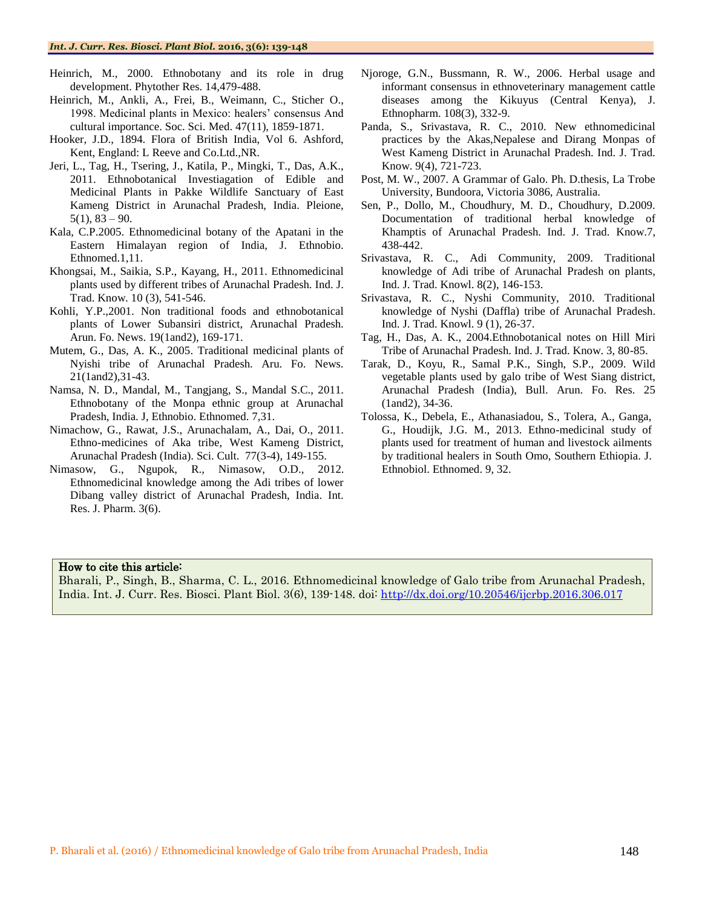Heinrich, M., 2000. Ethnobotany and its role in drug development. Phytother Res. 14,479-488.

Heinrich, M., Ankli, A., Frei, B., Weimann, C., Sticher O., 1998. Medicinal plants in Mexico: healers' consensus And cultural importance. Soc. Sci. Med. 47(11), 1859-1871.

Hooker, J.D., 1894. Flora of British India, Vol 6. Ashford, Kent, England: L Reeve and Co.Ltd.,NR.

Jeri, L., Tag, H., Tsering, J., Katila, P., Mingki, T., Das, A.K., 2011. Ethnobotanical Investiagation of Edible and Medicinal Plants in Pakke Wildlife Sanctuary of East Kameng District in Arunachal Pradesh, India. Pleione, 5(1), 83 – 90.

Kala, C.P.2005. Ethnomedicinal botany of the Apatani in the Eastern Himalayan region of India, J. Ethnobio. Ethnomed.1,11.

Khongsai, M., Saikia, S.P., Kayang, H., 2011. Ethnomedicinal plants used by different tribes of Arunachal Pradesh. Ind. J. Trad. Know. 10 (3), 541-546.

Kohli, Y.P.,2001. Non traditional foods and ethnobotanical plants of Lower Subansiri district, Arunachal Pradesh. Arun. Fo. News. 19(1and2), 169-171.

Mutem, G., Das, A. K., 2005. Traditional medicinal plants of Nyishi tribe of Arunachal Pradesh. Aru. Fo. News. 21(1and2),31-43.

Namsa, N. D., Mandal, M., Tangjang, S., Mandal S.C., 2011. Ethnobotany of the Monpa ethnic group at Arunachal Pradesh, India. J, Ethnobio. Ethnomed. 7,31.

Nimachow, G., Rawat, J.S., Arunachalam, A., Dai, O., 2011. Ethno-medicines of Aka tribe, West Kameng District, Arunachal Pradesh (India). Sci. Cult. 77(3-4), 149-155.

Nimasow, G., Ngupok, R., Nimasow, O.D., 2012. Ethnomedicinal knowledge among the Adi tribes of lower Dibang valley district of Arunachal Pradesh, India. Int. Res. J. Pharm. 3(6).

Njoroge, G.N., Bussmann, R. W., 2006. Herbal usage and informant consensus in ethnoveterinary management cattle diseases among the Kikuyus (Central Kenya), J. Ethnopharm. 108(3), 332-9.

Panda, S., Srivastava, R. C., 2010. New ethnomedicinal practices by the Akas,Nepalese and Dirang Monpas of West Kameng District in Arunachal Pradesh. Ind. J. Trad. Know. 9(4), 721-723.

Post, M. W., 2007. A Grammar of Galo. Ph. D.thesis, La Trobe University, Bundoora, Victoria 3086, Australia.

Sen, P., Dollo, M., Choudhury, M. D., Choudhury, D.2009. Documentation of traditional herbal knowledge of Khamptis of Arunachal Pradesh. Ind. J. Trad. Know.7, 438-442.

Srivastava, R. C., Adi Community, 2009. Traditional knowledge of Adi tribe of Arunachal Pradesh on plants, Ind. J. Trad. Knowl. 8(2), 146-153.

Srivastava, R. C., Nyshi Community, 2010. Traditional knowledge of Nyshi (Daffla) tribe of Arunachal Pradesh. Ind. J. Trad. Knowl. 9 (1), 26-37.

Tag, H., Das, A. K., 2004.Ethnobotanical notes on Hill Miri Tribe of Arunachal Pradesh. Ind. J. Trad. Know. 3, 80-85.

Tarak, D., Koyu, R., Samal P.K., Singh, S.P., 2009. Wild vegetable plants used by galo tribe of West Siang district, Arunachal Pradesh (India), Bull. Arun. Fo. Res. 25 (1and2), 34-36.

Tolossa, K., Debela, E., Athanasiadou, S., Tolera, A., Ganga, G., Houdijk, J.G. M., 2013. Ethno-medicinal study of plants used for treatment of human and livestock ailments by traditional healers in South Omo, Southern Ethiopia. J. Ethnobiol. Ethnomed. 9, 32.

**How to cite this article:**

Bharali, P., Singh, B., Sharma, C. L., 2016. Ethnomedicinal knowledge of Galo tribe from Arunachal Pradesh, India. Int. J. Curr. Res. Biosci. Plant Biol. 3(6), 139-148. doi: http://dx.doi.org/10.20546/ijcrbp.2016.306.017